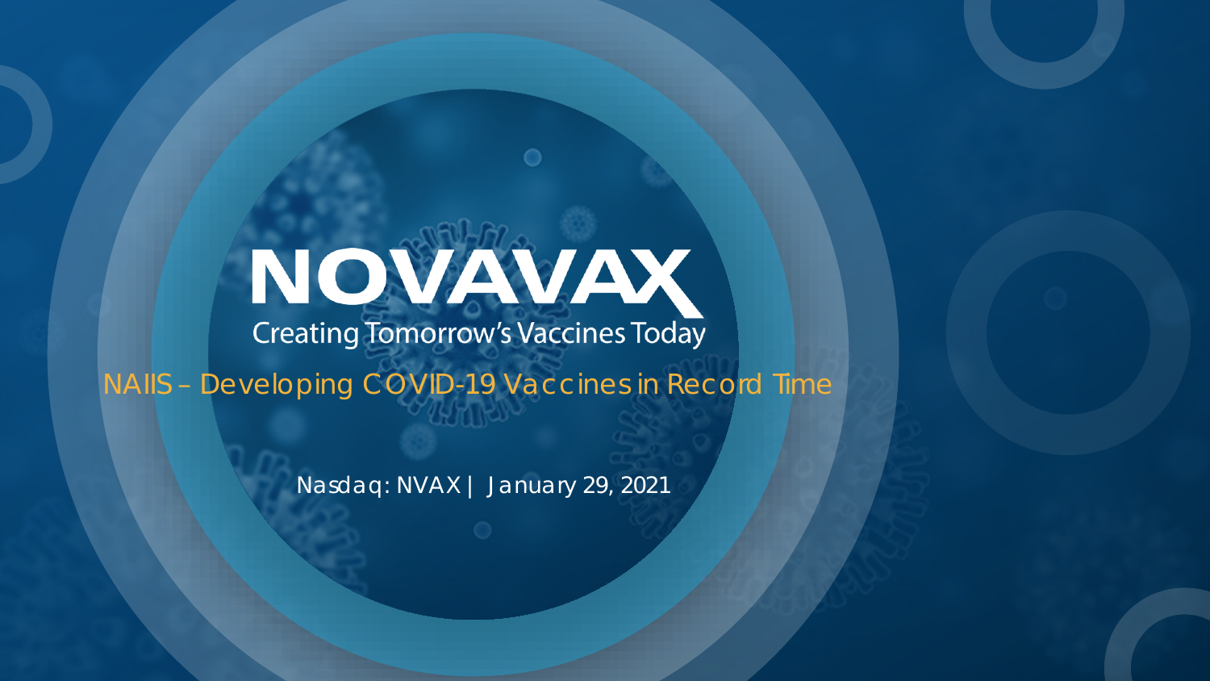# NOVAVAX

Creating Tomorrow's Vaccines Today

## NAIIS – Developing COVID-19 Vaccines in Record Time

Nasdaq: NVAX | January 29, 2021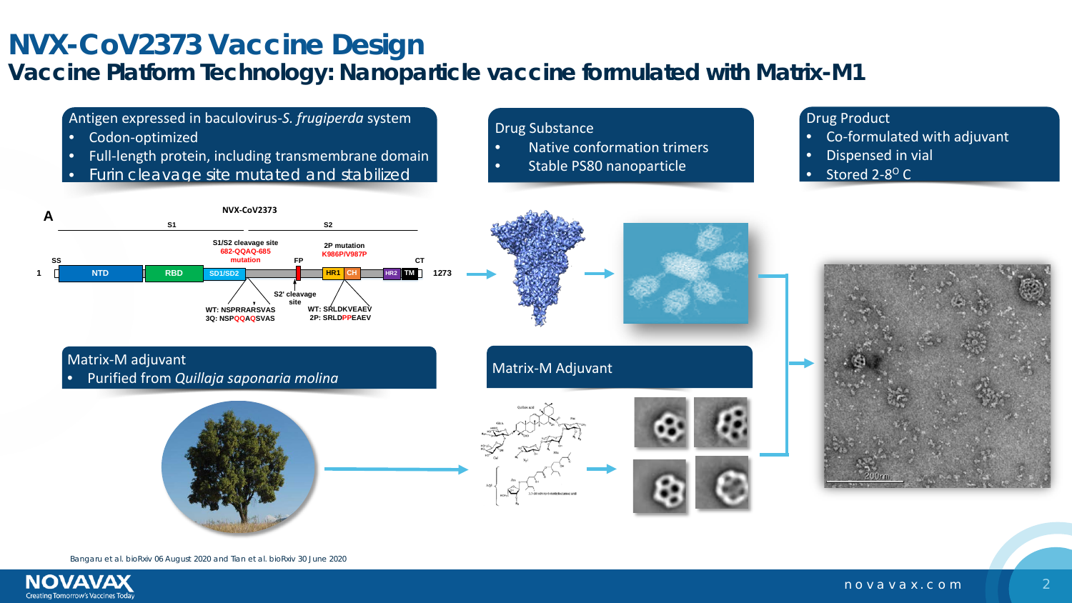# NVX-CoV2373 Vaccine Design

## Vaccine Platform Technology: Nanoparticle vaccine formulated with Matrix-M1

**Antigen expressed in baculovirus-*S. frugiperda* system**

- Codon-optimized
- Full-length protein, including transmembrane domain
- Furin cleavage site mutated and stabilized

**Drug Substance**

- Native conformation trimers
- Stable PS80 nanoparticle

**Drug Product**

- Co-formulated with adjuvant
- Dispensed in vial
- Stored 2-8$^{O}$ C

A

NVX-CoV2373

S1 | S2

SS | NTD | RBD | SD1/SD2 | FP | HR1 | CH | HR2 | TM | CT

1 — 1273

S1/S2 cleavage site 682-QQAQ-685 mutation

2P mutation K986P/V987P

S2' cleavage site

WT: NSPRRARSVAS
3Q: NSPQQAQSVAS

WT: SRLDKVEAEV
2P: SRLDPPEAEV

**Matrix-M adjuvant**

- Purified from *Quillaja saponaria molina*

**Matrix-M Adjuvant**

200nm

Bangaru et al. bioRxiv 06 August 2020 and Tian et al. bioRxiv 30 June 2020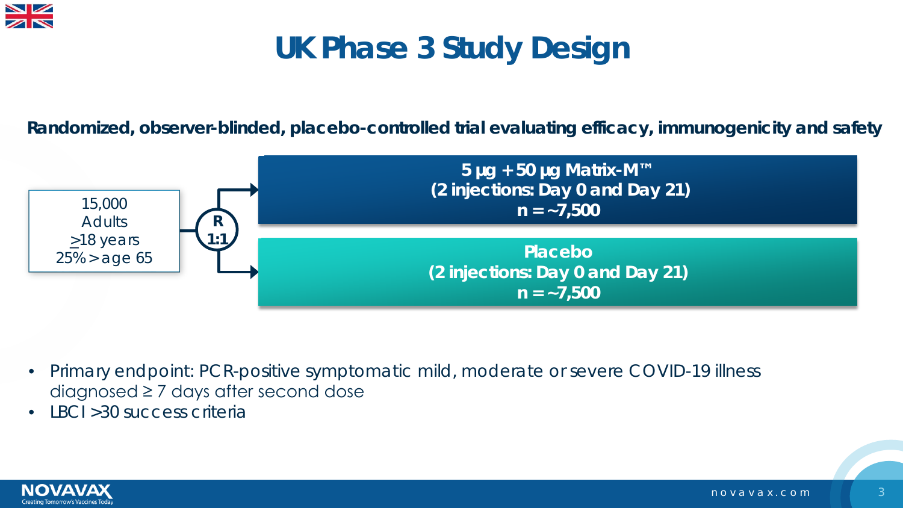# UK Phase 3 Study Design

**Randomized, observer-blinded, placebo-controlled trial evaluating efficacy, immunogenicity and safety**

15,000 Adults ≥18 years 25% > age 65

R 1:1

**5 µg + 50 µg Matrix-M™ (2 injections: Day 0 and Day 21) n = ~7,500**

**Placebo (2 injections: Day 0 and Day 21) n = ~7,500**

- Primary endpoint: PCR-positive symptomatic mild, moderate or severe COVID-19 illness diagnosed ≥ 7 days after second dose
- LBCI >30 success criteria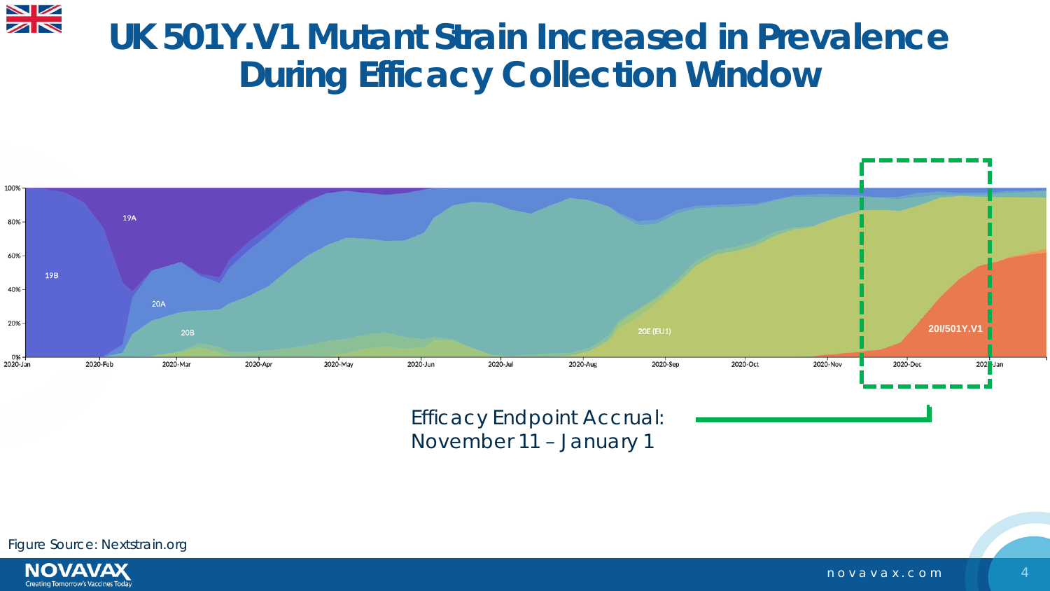# UK 501Y.V1 Mutant Strain Increased in Prevalence During Efficacy Collection Window

Efficacy Endpoint Accrual: November 11 – January 1

Figure Source: Nextstrain.org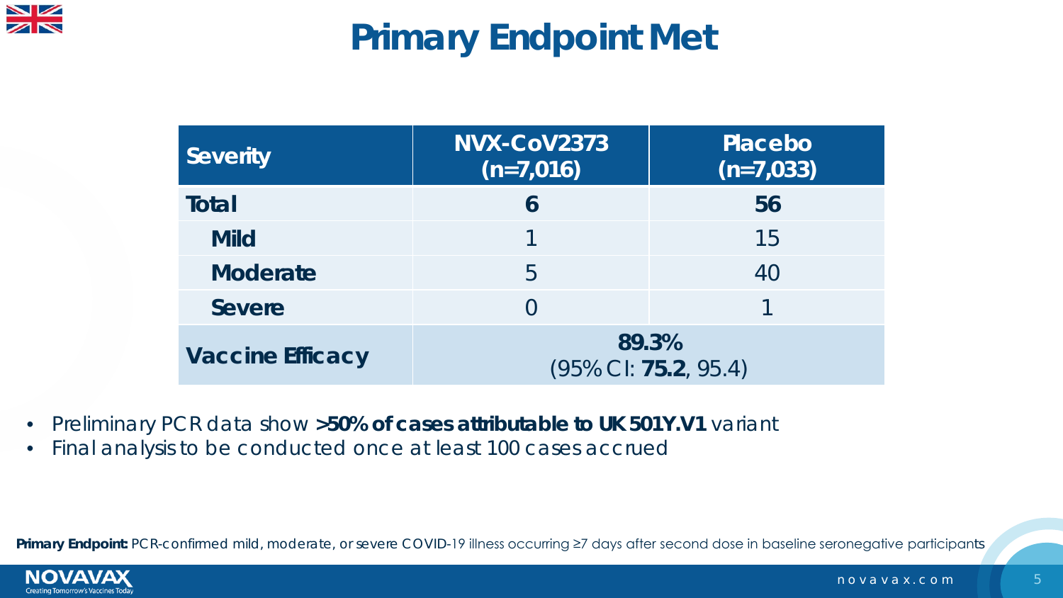# Primary Endpoint Met

| Severity | NVX-CoV2373 (n=7,016) | Placebo (n=7,033) |
|---|---|---|
| **Total** | **6** | **56** |
| **Mild** | 1 | 15 |
| **Moderate** | 5 | 40 |
| **Severe** | 0 | 1 |
| **Vaccine Efficacy** | **89.3%** (95% CI: **75.2**, 95.4) | |

- Preliminary PCR data show **>50% of cases attributable to UK 501Y.V1** variant
- Final analysis to be conducted once at least 100 cases accrued

**Primary Endpoint:** PCR-confirmed mild, moderate, or severe COVID-19 illness occurring ≥7 days after second dose in baseline seronegative participants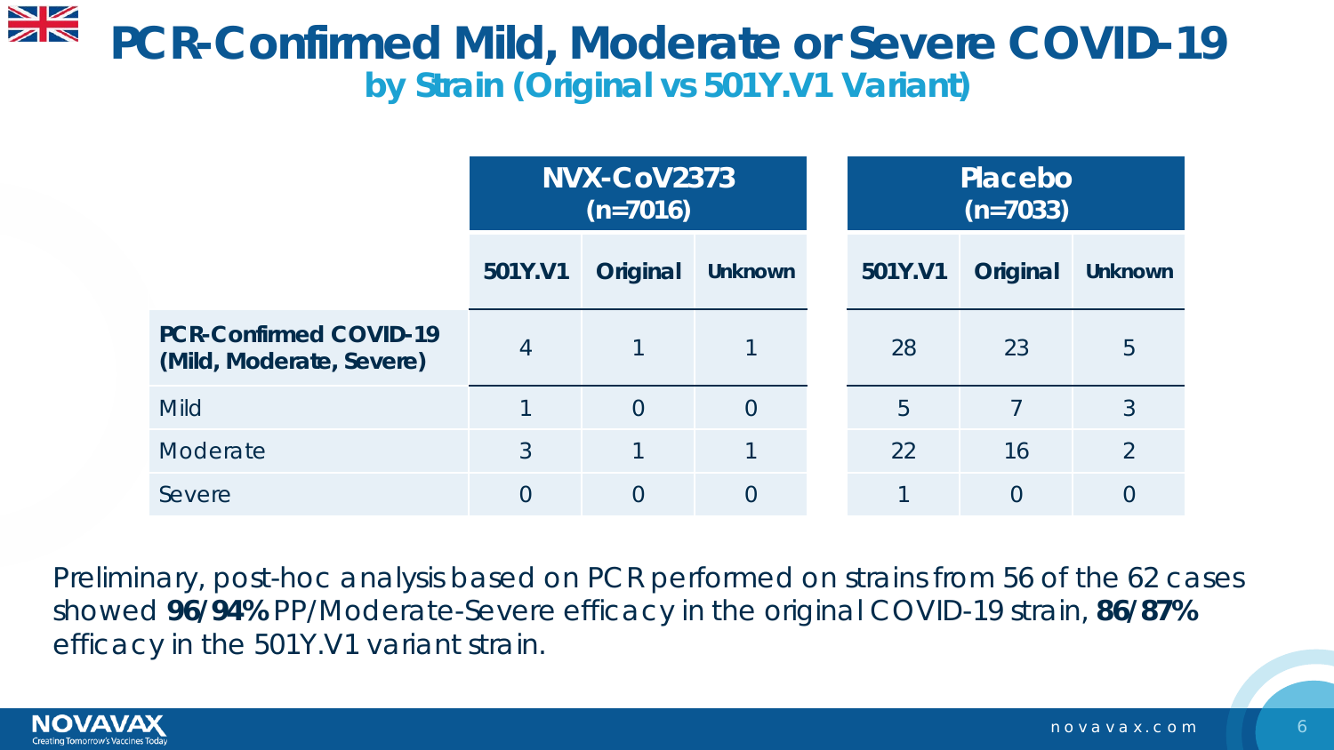# PCR-Confirmed Mild, Moderate or Severe COVID-19

## by Strain (Original vs 501Y.V1 Variant)

| | NVX-CoV2373 (n=7016) | | | Placebo (n=7033) | | |
|---|---|---|---|---|---|---|
| | 501Y.V1 | Original | Unknown | 501Y.V1 | Original | Unknown |
| **PCR-Confirmed COVID-19 (Mild, Moderate, Severe)** | 4 | 1 | 1 | 28 | 23 | 5 |
| Mild | 1 | 0 | 0 | 5 | 7 | 3 |
| Moderate | 3 | 1 | 1 | 22 | 16 | 2 |
| Severe | 0 | 0 | 0 | 1 | 0 | 0 |

Preliminary, post-hoc analysis based on PCR performed on strains from 56 of the 62 cases showed **96/94%** PP/Moderate-Severe efficacy in the original COVID-19 strain, **86/87%** efficacy in the 501Y.V1 variant strain.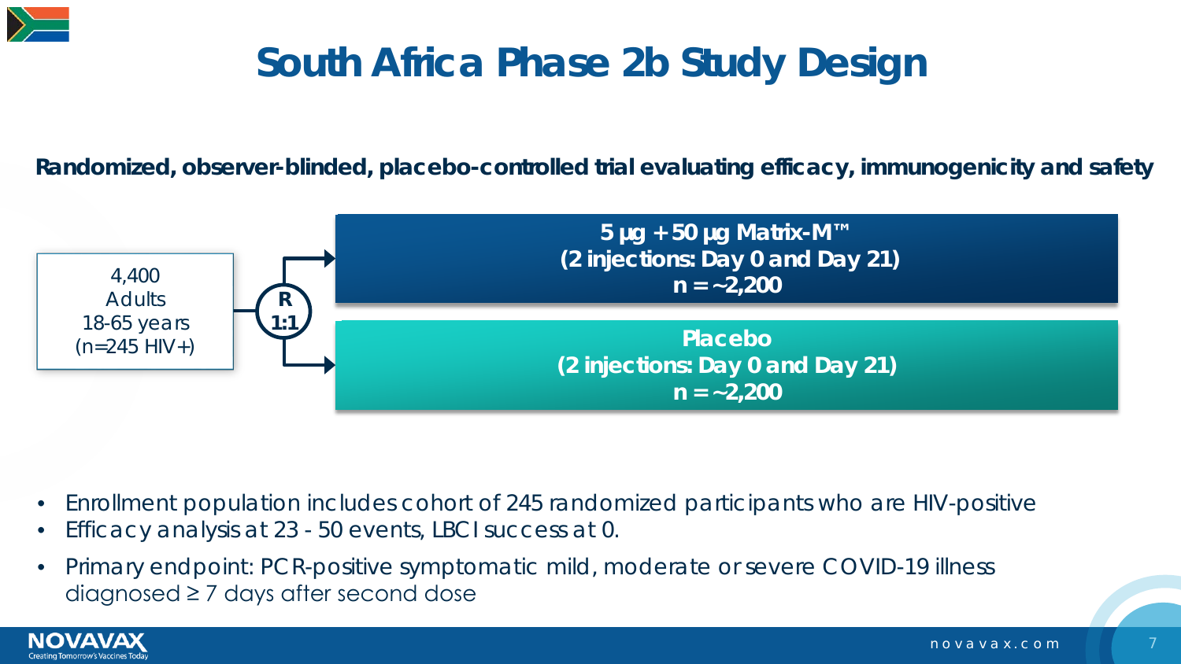# South Africa Phase 2b Study Design

**Randomized, observer-blinded, placebo-controlled trial evaluating efficacy, immunogenicity and safety**

4,400 Adults 18-65 years (n=245 HIV+)

R 1:1

- **5 µg + 50 µg Matrix-M™ (2 injections: Day 0 and Day 21) n = ~2,200**
- **Placebo (2 injections: Day 0 and Day 21) n = ~2,200**

- Enrollment population includes cohort of 245 randomized participants who are HIV-positive
- Efficacy analysis at 23 - 50 events, LBCI success at 0.
- Primary endpoint: PCR-positive symptomatic mild, moderate or severe COVID-19 illness diagnosed ≥ 7 days after second dose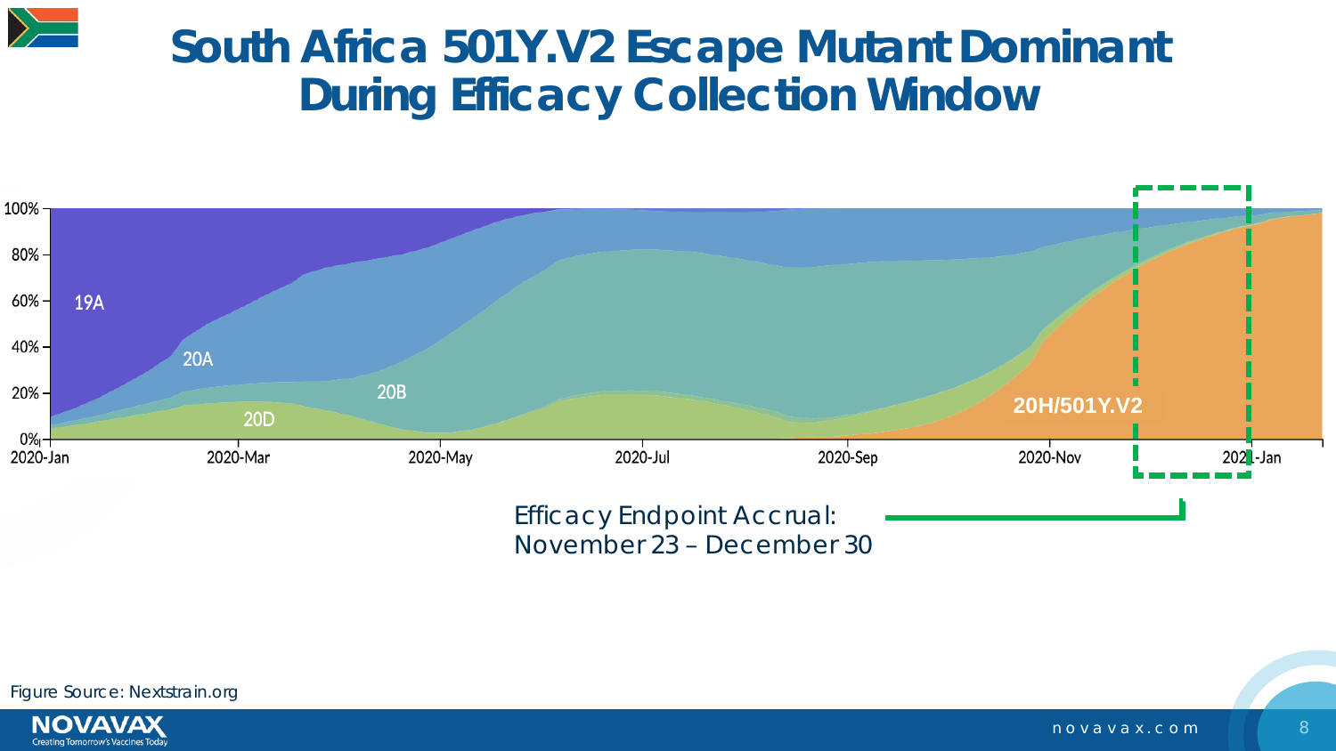# South Africa 501Y.V2 Escape Mutant Dominant During Efficacy Collection Window

100%
80%
60%
40%
20%
0%

19A
20A
20B
20D
20H/501Y.V2

2020-Jan
2020-Mar
2020-May
2020-Jul
2020-Sep
2020-Nov
2021-Jan

Efficacy Endpoint Accrual:
November 23 – December 30

*Figure Source: Nextstrain.org*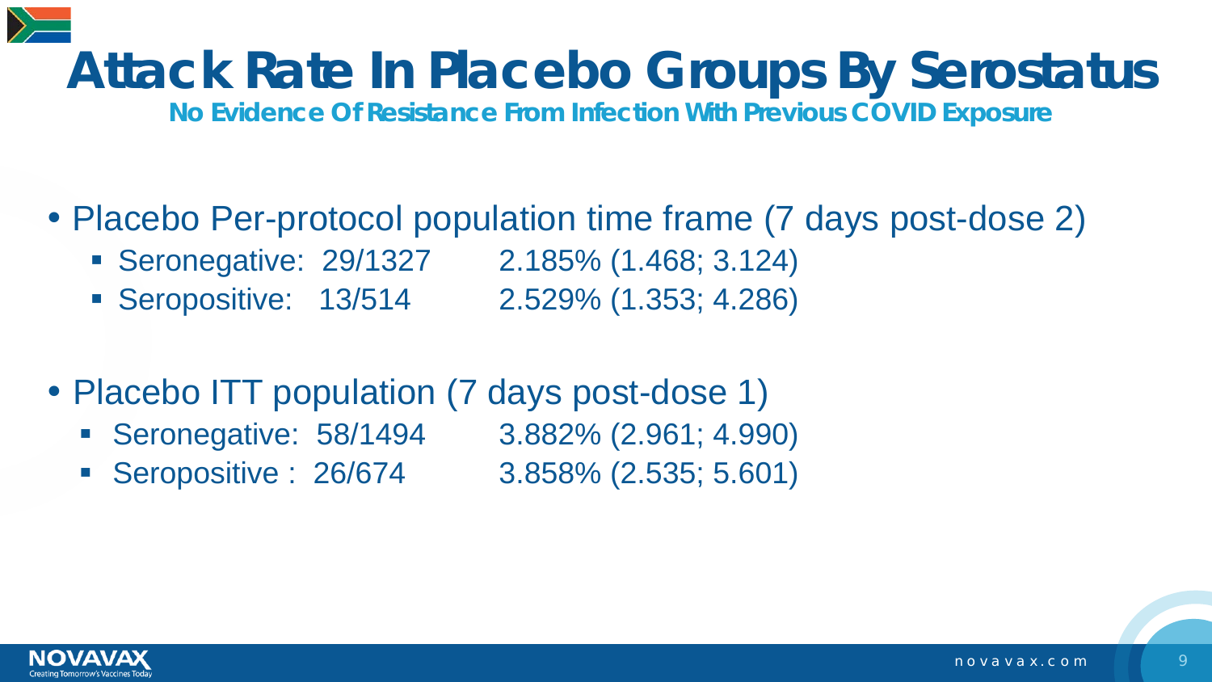# Attack Rate In Placebo Groups By Serostatus

**No Evidence Of Resistance From Infection With Previous COVID Exposure**

- Placebo Per-protocol population time frame (7 days post-dose 2)
  - Seronegative: 29/1327 2.185% (1.468; 3.124)
  - Seropositive: 13/514 2.529% (1.353; 4.286)

- Placebo ITT population (7 days post-dose 1)
  - Seronegative: 58/1494 3.882% (2.961; 4.990)
  - Seropositive : 26/674 3.858% (2.535; 5.601)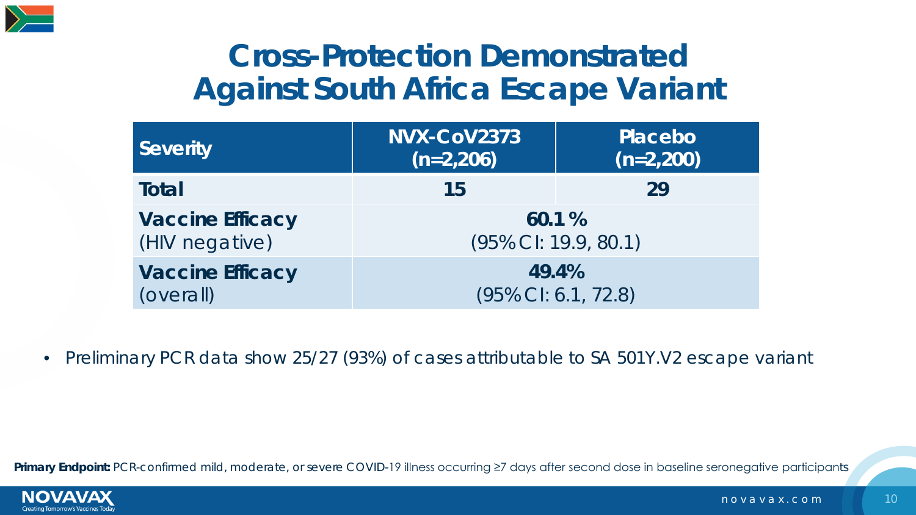# Cross-Protection Demonstrated Against South Africa Escape Variant

| Severity | NVX-CoV2373 (n=2,206) | Placebo (n=2,200) |
|---|---|---|
| **Total** | **15** | **29** |
| **Vaccine Efficacy** (HIV negative) | **60.1%** (95% CI: 19.9, 80.1) | |
| **Vaccine Efficacy** (overall) | **49.4%** (95% CI: 6.1, 72.8) | |

- Preliminary PCR data show 25/27 (93%) of cases attributable to SA 501Y.V2 escape variant

**Primary Endpoint:** PCR-confirmed mild, moderate, or severe COVID-19 illness occurring ≥7 days after second dose in baseline seronegative participants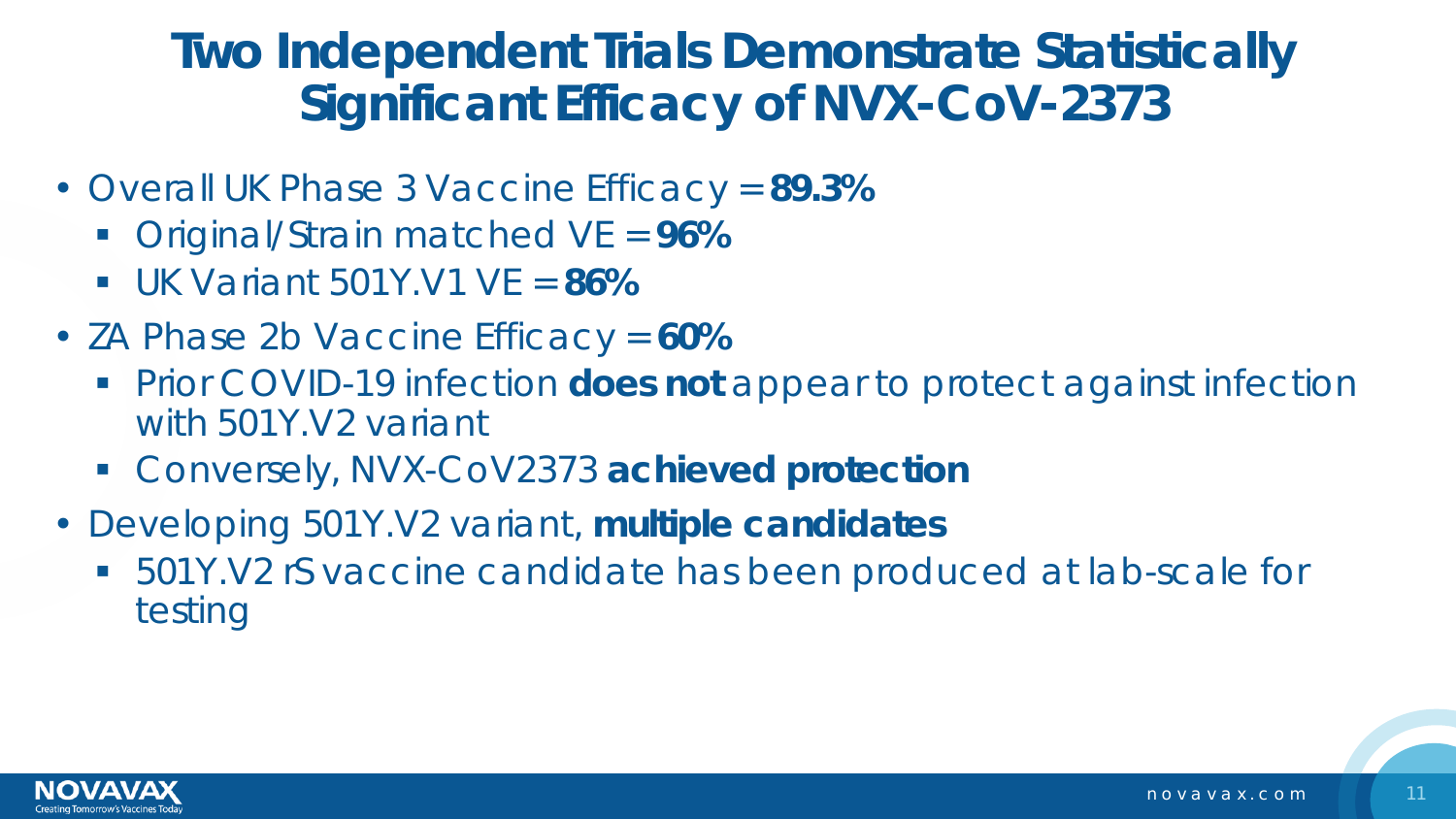# Two Independent Trials Demonstrate Statistically Significant Efficacy of NVX-CoV-2373

- Overall UK Phase 3 Vaccine Efficacy = **89.3%**
  - Original/Strain matched VE = **96%**
  - UK Variant 501Y.V1 VE = **86%**
- ZA Phase 2b Vaccine Efficacy = **60%**
  - Prior COVID-19 infection **does not** appear to protect against infection with 501Y.V2 variant
  - Conversely, NVX-CoV2373 **achieved protection**
- Developing 501Y.V2 variant, **multiple candidates**
  - 501Y.V2 rS vaccine candidate has been produced at lab-scale for testing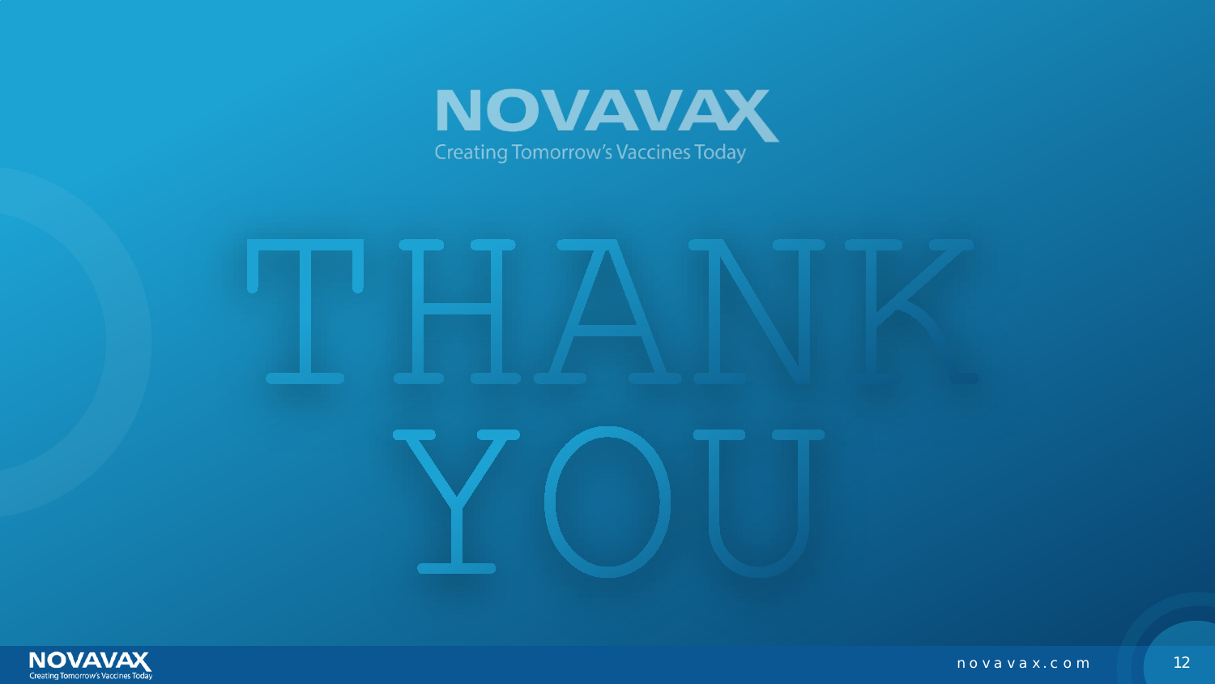NOVAVAX

Creating Tomorrow's Vaccines Today

# THANK YOU

novavax.com